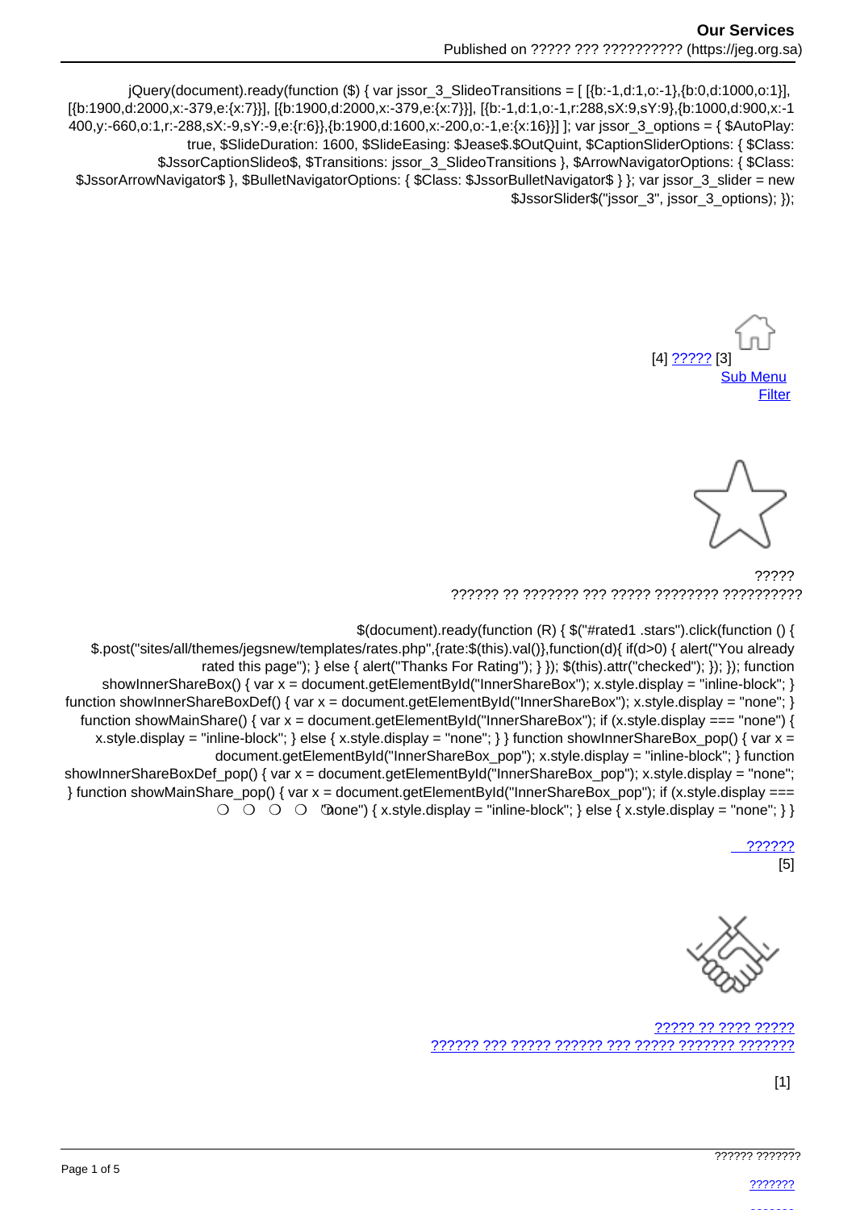jQuery(document).ready(function ($) { var jssor_3_SlideoTransitions = [ [{b:-1,d:1,o:-1},{b:0,d:1000,o:1}], [{b:1900,d:2000,x:-379,e:{x:7}}], [{b:1900,d:2000,x:-379,e:{x:7}}], [{b:-1,d:1,o:-1,r:288,sX:9,sY:9},{b:1000,d:900,x:-1400,y:-660,o:1,r:-288,sX:-9,sY:-9,e:{r:6}},{b:1900,d:1600,x:-200,o:-1,e:{x:16}}] ]; var jssor_3_options = { $AutoPlay: true, $SlideDuration: 1600, $SlideEasing: $Jease$.$OutQuint, $CaptionSliderOptions: { $Class: $JssorCaptionSlideo$, $Transitions: jssor_3_SlideoTransitions }, $ArrowNavigatorOptions: { $Class: $JssorArrowNavigator$ }, $BulletNavigatorOptions: { $Class: $JssorBulletNavigator$ } }; var jssor_3_slider = new $JssorSlider$("jssor_3", jssor_3_options); });

[4] ????? [3]
Sub Menu
Filter

?????
?????? ?? ??????? ??? ????? ???????? ??????????

$(document).ready(function (R) { $("#rated1 .stars").click(function () { $.post("sites/all/themes/jegsnew/templates/rates.php",{rate:$(this).val()},function(d){ if(d>0) { alert("You already rated this page"); } else { alert("Thanks For Rating"); } }); $(this).attr("checked"); }); }); function showInnerShareBox() { var x = document.getElementById("InnerShareBox"); x.style.display = "inline-block"; } function showInnerShareBoxDef() { var x = document.getElementById("InnerShareBox"); x.style.display = "none"; } function showMainShare() { var x = document.getElementById("InnerShareBox"); if (x.style.display === "none") { x.style.display = "inline-block"; } else { x.style.display = "none"; } } function showInnerShareBox_pop() { var x = document.getElementById("InnerShareBox_pop"); x.style.display = "inline-block"; } function showInnerShareBoxDef_pop() { var x = document.getElementById("InnerShareBox_pop"); x.style.display = "none"; } function showMainShare_pop() { var x = document.getElementById("InnerShareBox_pop"); if (x.style.display === "none") { x.style.display = "inline-block"; } else { x.style.display = "none"; } }

??????
[5]

????? ?? ???? ?????
?????? ??? ????? ?????? ??? ????? ??????? ???????

[1]

?????? ???????

???????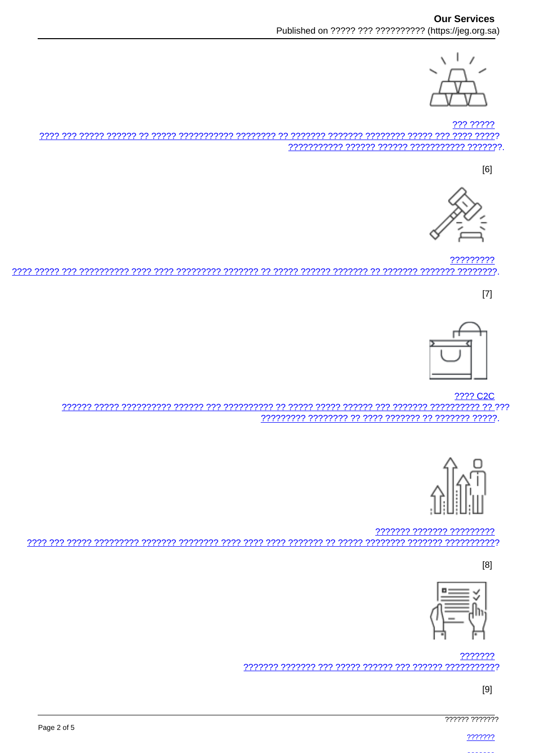??? ?????

???? ??? ????? ?????? ?? ????? ??????????? ???????? ?? ??????? ??????? ???????? ????? ??? ???? ????? ??????????? ?????? ?????? ??????????? ???????.

[6]

?????????

???? ????? ??? ?????????? ???? ???? ????????? ??????? ?? ????? ?????? ??????? ?? ??????? ??????? ????????.

[7]

???? C2C

?????? ????? ?????????? ?????? ??? ?????????? ?? ????? ????? ?????? ??? ??????? ????????? ?? ??? ????????? ???????? ?? ???? ??????? ?? ??????? ?????.

??????? ??????? ?????????

???? ??? ????? ????????? ??????? ???????? ???? ???? ???? ??????? ?? ????? ???????? ??????? ???????????

[8]

???????

??????? ??????? ??? ????? ?????? ??? ?????? ???????????

[9]

?????? ???????

???????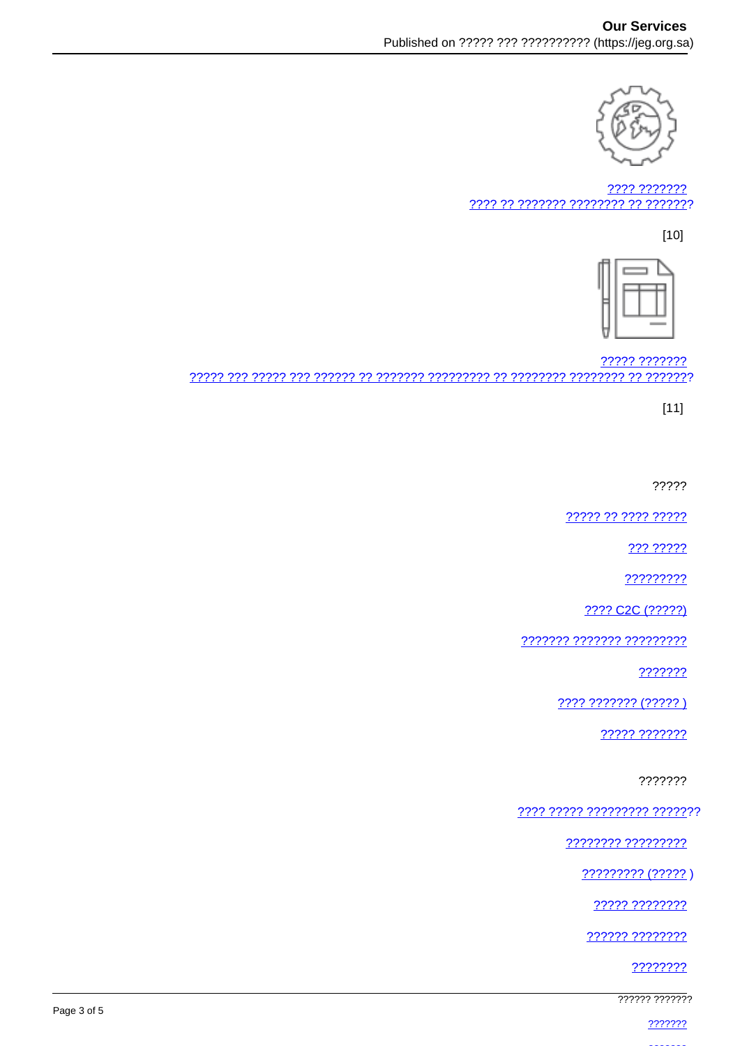???? ???????
???? ?? ??????? ???????? ?? ???????

[10]

????? ???????
????? ??? ????? ??? ?????? ?? ??????? ????????? ?? ???????? ???????? ?? ???????

[11]

?????

????? ?? ???? ?????

??? ?????

?????????

???? C2C (?????)

??????? ??????? ?????????

???????

???? ??????? (????? )

????? ???????

???????

???? ????? ????????? ???????

???????? ?????????

????????? (????? )

????? ????????

?????? ????????

????????

?????? ???????

???????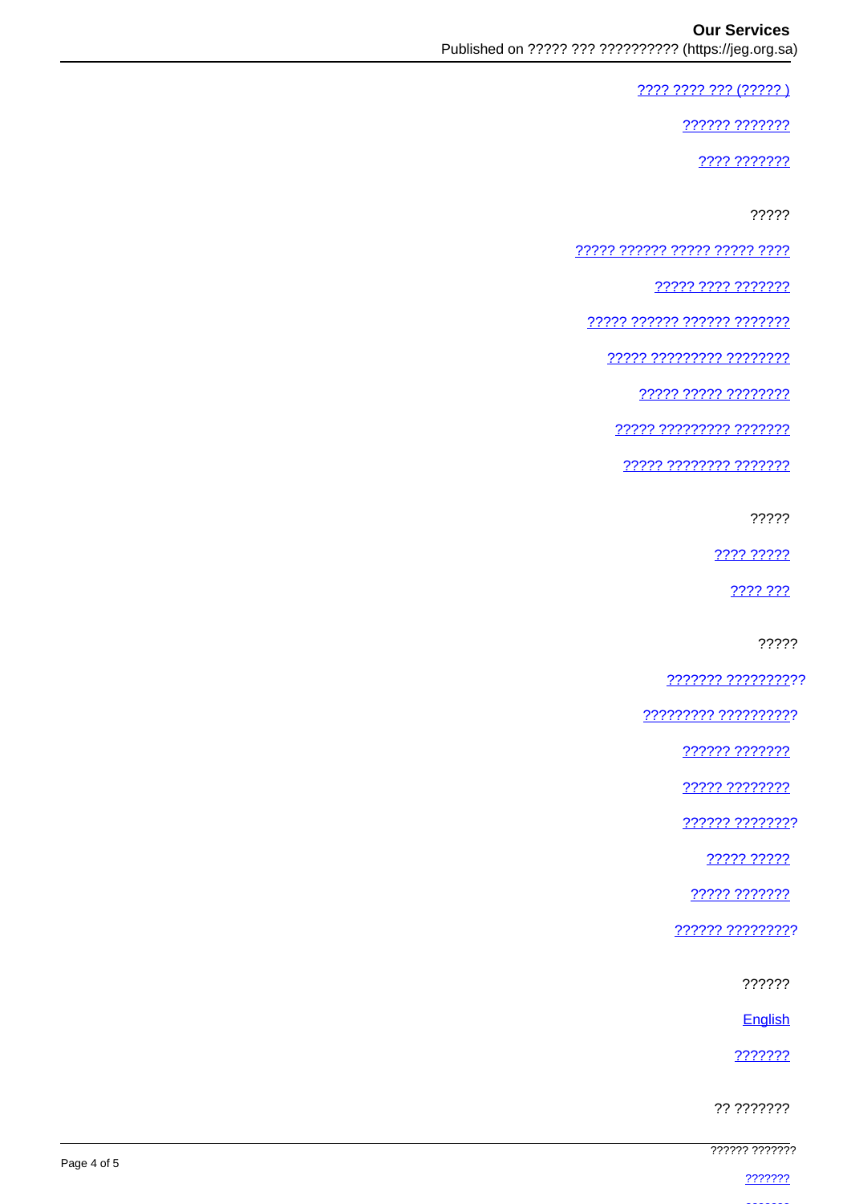???? ???? ??? (????? )

?????? ???????

???? ???????

?????

????? ?????? ????? ????? ????

????? ???? ???????

????? ?????? ?????? ???????

????? ????????? ????????

????? ????? ????????

????? ????????? ???????

????? ???????? ???????

?????

???? ?????

???? ???

?????

??????? ??????????

????????? ??????????

?????? ???????

????? ????????

?????? ????????

????? ?????

????? ???????

?????? ?????????

??????

English

???????

?? ???????

?????? ???????

???????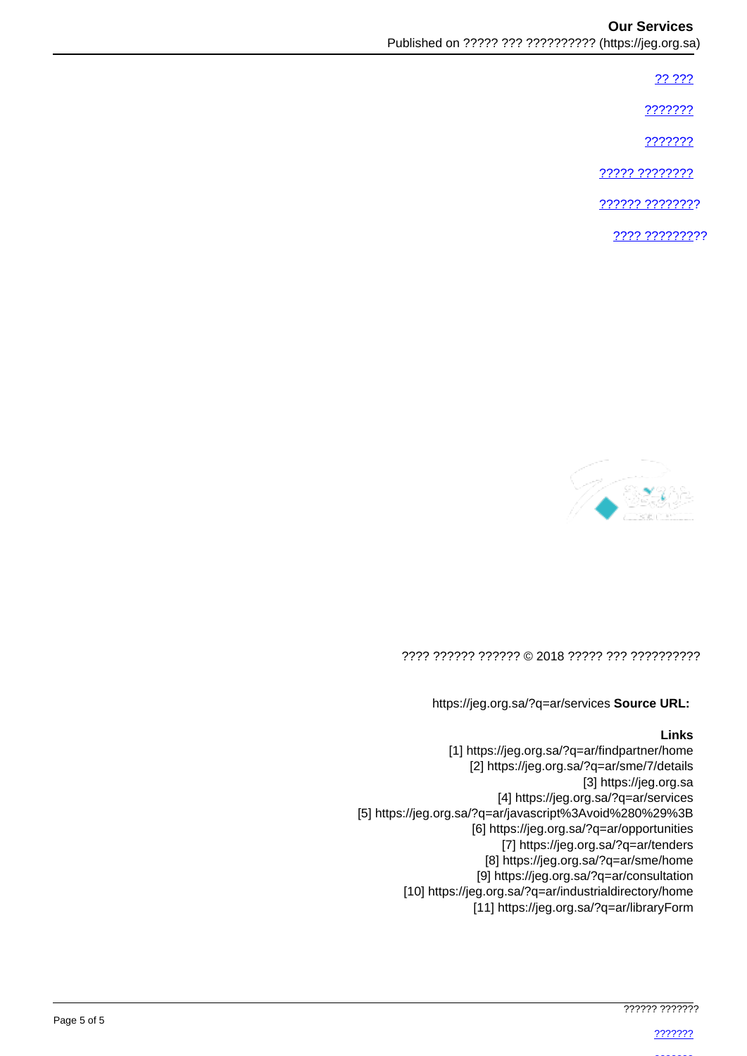[?? ???](https://jeg.org.sa/?q=ar/findpartner/home)

[???????](https://jeg.org.sa/?q=ar/sme/7/details)

???????

????? ????????

?????? ????????

???? ?????????

???? ?????? ?????? © 2018 ????? ??? ??????????

**Source URL:** https://jeg.org.sa/?q=ar/services

**Links**

[1] https://jeg.org.sa/?q=ar/findpartner/home
[2] https://jeg.org.sa/?q=ar/sme/7/details
[3] https://jeg.org.sa
[4] https://jeg.org.sa/?q=ar/services
[5] https://jeg.org.sa/?q=ar/javascript%3Avoid%280%29%3B
[6] https://jeg.org.sa/?q=ar/opportunities
[7] https://jeg.org.sa/?q=ar/tenders
[8] https://jeg.org.sa/?q=ar/sme/home
[9] https://jeg.org.sa/?q=ar/consultation
[10] https://jeg.org.sa/?q=ar/industrialdirectory/home
[11] https://jeg.org.sa/?q=ar/libraryForm

?????? ???????

???????